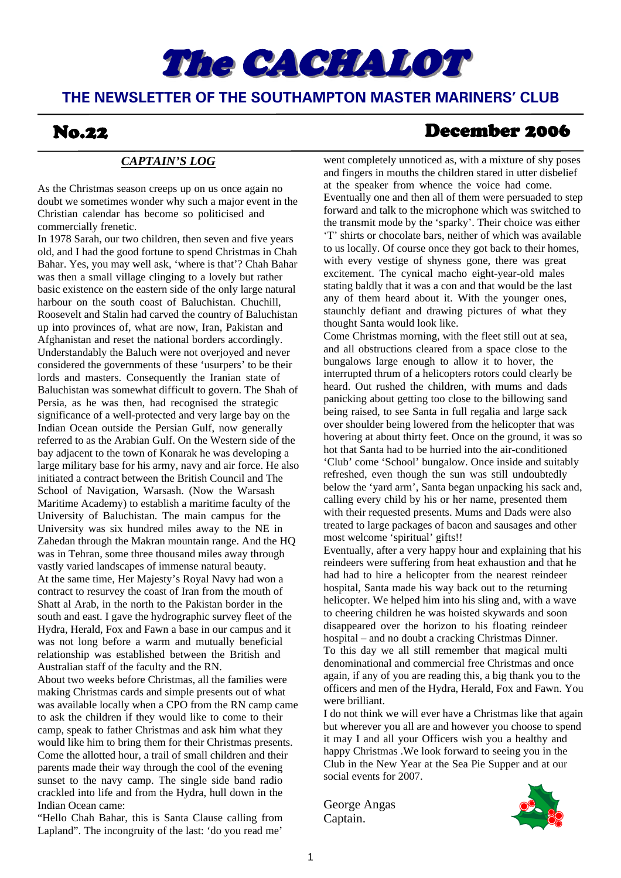# The CACHALOT

## THE NEWSLETTER OF THE SOUTHAMPTON MASTER MARINERS' CLUB

**No.22** **December 2006**

### *CAPTAIN'S LOG*

As the Christmas season creeps up on us once again no doubt we sometimes wonder why such a major event in the Christian calendar has become so politicised and commercially frenetic.

In 1978 Sarah, our two children, then seven and five years old, and I had the good fortune to spend Christmas in Chah Bahar. Yes, you may well ask, 'where is that'? Chah Bahar was then a small village clinging to a lovely but rather basic existence on the eastern side of the only large natural harbour on the south coast of Baluchistan. Chuchill, Roosevelt and Stalin had carved the country of Baluchistan up into provinces of, what are now, Iran, Pakistan and Afghanistan and reset the national borders accordingly. Understandably the Baluch were not overjoyed and never considered the governments of these 'usurpers' to be their lords and masters. Consequently the Iranian state of Baluchistan was somewhat difficult to govern. The Shah of Persia, as he was then, had recognised the strategic significance of a well-protected and very large bay on the Indian Ocean outside the Persian Gulf, now generally referred to as the Arabian Gulf. On the Western side of the bay adjacent to the town of Konarak he was developing a large military base for his army, navy and air force. He also initiated a contract between the British Council and The School of Navigation, Warsash. (Now the Warsash Maritime Academy) to establish a maritime faculty of the University of Baluchistan. The main campus for the University was six hundred miles away to the NE in Zahedan through the Makran mountain range. And the HQ was in Tehran, some three thousand miles away through vastly varied landscapes of immense natural beauty.

At the same time, Her Majesty's Royal Navy had won a contract to resurvey the coast of Iran from the mouth of Shatt al Arab, in the north to the Pakistan border in the south and east. I gave the hydrographic survey fleet of the Hydra, Herald, Fox and Fawn a base in our campus and it was not long before a warm and mutually beneficial relationship was established between the British and Australian staff of the faculty and the RN.

About two weeks before Christmas, all the families were making Christmas cards and simple presents out of what was available locally when a CPO from the RN camp came to ask the children if they would like to come to their camp, speak to father Christmas and ask him what they would like him to bring them for their Christmas presents. Come the allotted hour, a trail of small children and their parents made their way through the cool of the evening sunset to the navy camp. The single side band radio crackled into life and from the Hydra, hull down in the Indian Ocean came:

"Hello Chah Bahar, this is Santa Clause calling from Lapland". The incongruity of the last: 'do you read me' went completely unnoticed as, with a mixture of shy poses and fingers in mouths the children stared in utter disbelief at the speaker from whence the voice had come. Eventually one and then all of them were persuaded to step forward and talk to the microphone which was switched to the transmit mode by the 'sparky'. Their choice was either 'T' shirts or chocolate bars, neither of which was available to us locally. Of course once they got back to their homes, with every vestige of shyness gone, there was great excitement. The cynical macho eight-year-old males stating baldly that it was a con and that would be the last any of them heard about it. With the younger ones, staunchly defiant and drawing pictures of what they thought Santa would look like.

Come Christmas morning, with the fleet still out at sea, and all obstructions cleared from a space close to the bungalows large enough to allow it to hover, the interrupted thrum of a helicopters rotors could clearly be heard. Out rushed the children, with mums and dads panicking about getting too close to the billowing sand being raised, to see Santa in full regalia and large sack over shoulder being lowered from the helicopter that was hovering at about thirty feet. Once on the ground, it was so hot that Santa had to be hurried into the air-conditioned 'Club' come 'School' bungalow. Once inside and suitably refreshed, even though the sun was still undoubtedly below the 'yard arm', Santa began unpacking his sack and, calling every child by his or her name, presented them with their requested presents. Mums and Dads were also treated to large packages of bacon and sausages and other most welcome 'spiritual' gifts!!

Eventually, after a very happy hour and explaining that his reindeers were suffering from heat exhaustion and that he had had to hire a helicopter from the nearest reindeer hospital, Santa made his way back out to the returning helicopter. We helped him into his sling and, with a wave to cheering children he was hoisted skywards and soon disappeared over the horizon to his floating reindeer hospital – and no doubt a cracking Christmas Dinner.

To this day we all still remember that magical multi denominational and commercial free Christmas and once again, if any of you are reading this, a big thank you to the officers and men of the Hydra, Herald, Fox and Fawn. You were brilliant.

I do not think we will ever have a Christmas like that again but wherever you all are and however you choose to spend it may I and all your Officers wish you a healthy and happy Christmas .We look forward to seeing you in the Club in the New Year at the Sea Pie Supper and at our social events for 2007.

George Angas
Captain.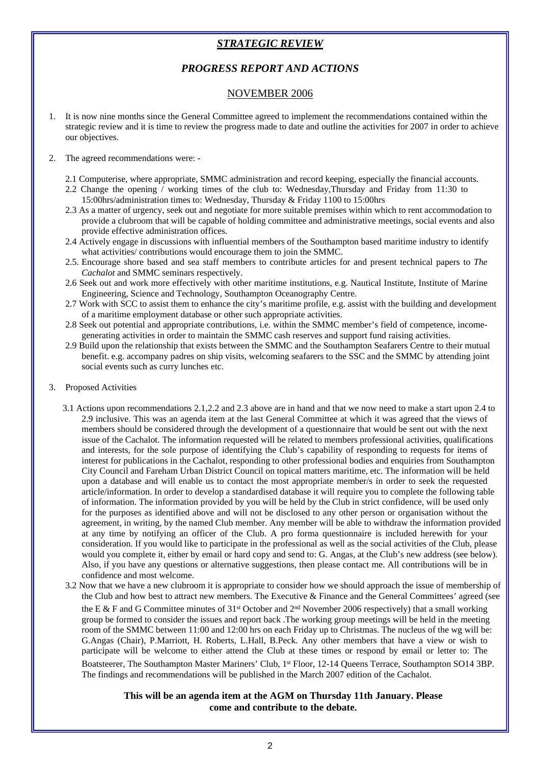## ***STRATEGIC REVIEW***

### *PROGRESS REPORT AND ACTIONS*

### NOVEMBER 2006

1. It is now nine months since the General Committee agreed to implement the recommendations contained within the strategic review and it is time to review the progress made to date and outline the activities for 2007 in order to achieve our objectives.

2. The agreed recommendations were: -

   2.1 Computerise, where appropriate, SMMC administration and record keeping, especially the financial accounts.

   2.2 Change the opening / working times of the club to: Wednesday,Thursday and Friday from 11:30 to 15:00hrs/administration times to: Wednesday, Thursday & Friday 1100 to 15:00hrs

   2.3 As a matter of urgency, seek out and negotiate for more suitable premises within which to rent accommodation to provide a clubroom that will be capable of holding committee and administrative meetings, social events and also provide effective administration offices.

   2.4 Actively engage in discussions with influential members of the Southampton based maritime industry to identify what activities/ contributions would encourage them to join the SMMC.

   2.5. Encourage shore based and sea staff members to contribute articles for and present technical papers to *The Cachalot* and SMMC seminars respectively.

   2.6 Seek out and work more effectively with other maritime institutions, e.g. Nautical Institute, Institute of Marine Engineering, Science and Technology, Southampton Oceanography Centre.

   2.7 Work with SCC to assist them to enhance the city's maritime profile, e.g. assist with the building and development of a maritime employment database or other such appropriate activities.

   2.8 Seek out potential and appropriate contributions, i.e. within the SMMC member's field of competence, income-generating activities in order to maintain the SMMC cash reserves and support fund raising activities.

   2.9 Build upon the relationship that exists between the SMMC and the Southampton Seafarers Centre to their mutual benefit. e.g. accompany padres on ship visits, welcoming seafarers to the SSC and the SMMC by attending joint social events such as curry lunches etc.

3. Proposed Activities

   3.1 Actions upon recommendations 2.1,2.2 and 2.3 above are in hand and that we now need to make a start upon 2.4 to 2.9 inclusive. This was an agenda item at the last General Committee at which it was agreed that the views of members should be considered through the development of a questionnaire that would be sent out with the next issue of the Cachalot. The information requested will be related to members professional activities, qualifications and interests, for the sole purpose of identifying the Club's capability of responding to requests for items of interest for publications in the Cachalot, responding to other professional bodies and enquiries from Southampton City Council and Fareham Urban District Council on topical matters maritime, etc. The information will be held upon a database and will enable us to contact the most appropriate member/s in order to seek the requested article/information. In order to develop a standardised database it will require you to complete the following table of information. The information provided by you will be held by the Club in strict confidence, will be used only for the purposes as identified above and will not be disclosed to any other person or organisation without the agreement, in writing, by the named Club member. Any member will be able to withdraw the information provided at any time by notifying an officer of the Club. A pro forma questionnaire is included herewith for your consideration. If you would like to participate in the professional as well as the social activities of the Club, please would you complete it, either by email or hard copy and send to: G. Angas, at the Club's new address (see below). Also, if you have any questions or alternative suggestions, then please contact me. All contributions will be in confidence and most welcome.

   3.2 Now that we have a new clubroom it is appropriate to consider how we should approach the issue of membership of the Club and how best to attract new members. The Executive & Finance and the General Committees' agreed (see the E & F and G Committee minutes of 31st October and 2nd November 2006 respectively) that a small working group be formed to consider the issues and report back .The working group meetings will be held in the meeting room of the SMMC between 11:00 and 12:00 hrs on each Friday up to Christmas. The nucleus of the wg will be: G.Angas (Chair), P.Marriott, H. Roberts, L.Hall, B.Peck. Any other members that have a view or wish to participate will be welcome to either attend the Club at these times or respond by email or letter to: The Boatsteerer, The Southampton Master Mariners' Club, 1st Floor, 12-14 Queens Terrace, Southampton SO14 3BP. The findings and recommendations will be published in the March 2007 edition of the Cachalot.

**This will be an agenda item at the AGM on Thursday 11th January. Please come and contribute to the debate.**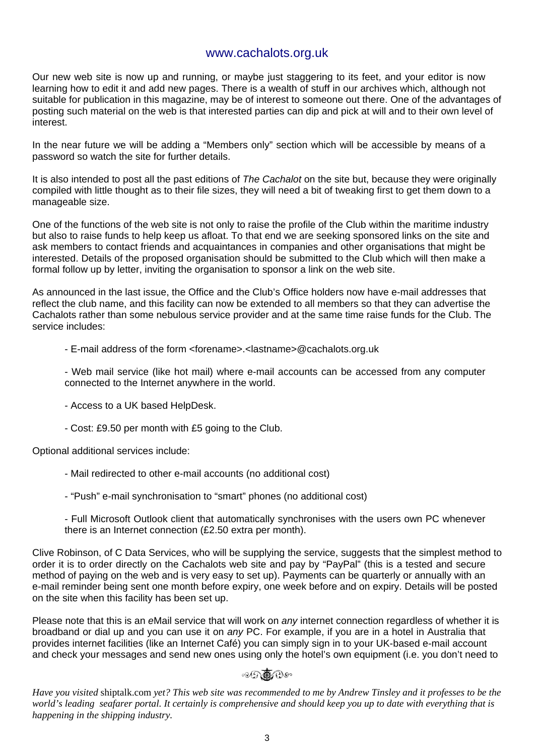## www.cachalots.org.uk

Our new web site is now up and running, or maybe just staggering to its feet, and your editor is now learning how to edit it and add new pages. There is a wealth of stuff in our archives which, although not suitable for publication in this magazine, may be of interest to someone out there. One of the advantages of posting such material on the web is that interested parties can dip and pick at will and to their own level of interest.

In the near future we will be adding a "Members only" section which will be accessible by means of a password so watch the site for further details.

It is also intended to post all the past editions of *The Cachalot* on the site but, because they were originally compiled with little thought as to their file sizes, they will need a bit of tweaking first to get them down to a manageable size.

One of the functions of the web site is not only to raise the profile of the Club within the maritime industry but also to raise funds to help keep us afloat. To that end we are seeking sponsored links on the site and ask members to contact friends and acquaintances in companies and other organisations that might be interested. Details of the proposed organisation should be submitted to the Club which will then make a formal follow up by letter, inviting the organisation to sponsor a link on the web site.

As announced in the last issue, the Office and the Club's Office holders now have e-mail addresses that reflect the club name, and this facility can now be extended to all members so that they can advertise the Cachalots rather than some nebulous service provider and at the same time raise funds for the Club. The service includes:

- E-mail address of the form <forename>.<lastname>@cachalots.org.uk
- Web mail service (like hot mail) where e-mail accounts can be accessed from any computer connected to the Internet anywhere in the world.
- Access to a UK based HelpDesk.
- Cost: £9.50 per month with £5 going to the Club.

Optional additional services include:

- Mail redirected to other e-mail accounts (no additional cost)
- "Push" e-mail synchronisation to "smart" phones (no additional cost)
- Full Microsoft Outlook client that automatically synchronises with the users own PC whenever there is an Internet connection (£2.50 extra per month).

Clive Robinson, of C Data Services, who will be supplying the service, suggests that the simplest method to order it is to order directly on the Cachalots web site and pay by "PayPal" (this is a tested and secure method of paying on the web and is very easy to set up). Payments can be quarterly or annually with an e-mail reminder being sent one month before expiry, one week before and on expiry. Details will be posted on the site when this facility has been set up.

Please note that this is an *e*Mail service that will work on *any* internet connection regardless of whether it is broadband or dial up and you can use it on *any* PC. For example, if you are in a hotel in Australia that provides internet facilities (like an Internet Café) you can simply sign in to your UK-based e-mail account and check your messages and send new ones using only the hotel's own equipment (i.e. you don't need to

---

*Have you visited* shiptalk.com *yet? This web site was recommended to me by Andrew Tinsley and it professes to be the world's leading seafarer portal. It certainly is comprehensive and should keep you up to date with everything that is happening in the shipping industry.*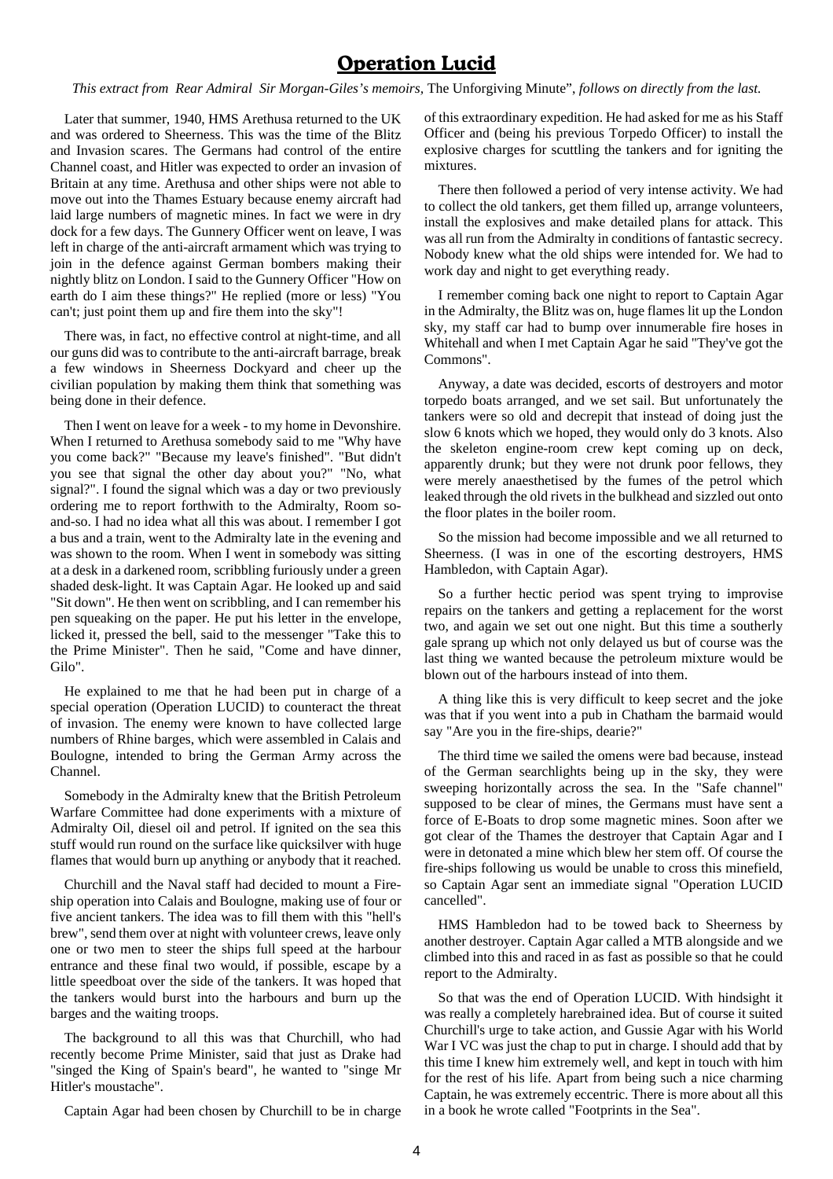# Operation Lucid

*This extract from Rear Admiral Sir Morgan-Giles's memoirs,* The Unforgiving Minute", *follows on directly from the last.*

Later that summer, 1940, HMS Arethusa returned to the UK and was ordered to Sheerness. This was the time of the Blitz and Invasion scares. The Germans had control of the entire Channel coast, and Hitler was expected to order an invasion of Britain at any time. Arethusa and other ships were not able to move out into the Thames Estuary because enemy aircraft had laid large numbers of magnetic mines. In fact we were in dry dock for a few days. The Gunnery Officer went on leave, I was left in charge of the anti-aircraft armament which was trying to join in the defence against German bombers making their nightly blitz on London. I said to the Gunnery Officer "How on earth do I aim these things?" He replied (more or less) "You can't; just point them up and fire them into the sky"!

There was, in fact, no effective control at night-time, and all our guns did was to contribute to the anti-aircraft barrage, break a few windows in Sheerness Dockyard and cheer up the civilian population by making them think that something was being done in their defence.

Then I went on leave for a week - to my home in Devonshire. When I returned to Arethusa somebody said to me "Why have you come back?" "Because my leave's finished". "But didn't you see that signal the other day about you?" "No, what signal?". I found the signal which was a day or two previously ordering me to report forthwith to the Admiralty, Room so-and-so. I had no idea what all this was about. I remember I got a bus and a train, went to the Admiralty late in the evening and was shown to the room. When I went in somebody was sitting at a desk in a darkened room, scribbling furiously under a green shaded desk-light. It was Captain Agar. He looked up and said "Sit down". He then went on scribbling, and I can remember his pen squeaking on the paper. He put his letter in the envelope, licked it, pressed the bell, said to the messenger "Take this to the Prime Minister". Then he said, "Come and have dinner, Gilo".

He explained to me that he had been put in charge of a special operation (Operation LUCID) to counteract the threat of invasion. The enemy were known to have collected large numbers of Rhine barges, which were assembled in Calais and Boulogne, intended to bring the German Army across the Channel.

Somebody in the Admiralty knew that the British Petroleum Warfare Committee had done experiments with a mixture of Admiralty Oil, diesel oil and petrol. If ignited on the sea this stuff would run round on the surface like quicksilver with huge flames that would burn up anything or anybody that it reached.

Churchill and the Naval staff had decided to mount a Fire-ship operation into Calais and Boulogne, making use of four or five ancient tankers. The idea was to fill them with this "hell's brew", send them over at night with volunteer crews, leave only one or two men to steer the ships full speed at the harbour entrance and these final two would, if possible, escape by a little speedboat over the side of the tankers. It was hoped that the tankers would burst into the harbours and burn up the barges and the waiting troops.

The background to all this was that Churchill, who had recently become Prime Minister, said that just as Drake had "singed the King of Spain's beard", he wanted to "singe Mr Hitler's moustache".

Captain Agar had been chosen by Churchill to be in charge of this extraordinary expedition. He had asked for me as his Staff Officer and (being his previous Torpedo Officer) to install the explosive charges for scuttling the tankers and for igniting the mixtures.

There then followed a period of very intense activity. We had to collect the old tankers, get them filled up, arrange volunteers, install the explosives and make detailed plans for attack. This was all run from the Admiralty in conditions of fantastic secrecy. Nobody knew what the old ships were intended for. We had to work day and night to get everything ready.

I remember coming back one night to report to Captain Agar in the Admiralty, the Blitz was on, huge flames lit up the London sky, my staff car had to bump over innumerable fire hoses in Whitehall and when I met Captain Agar he said "They've got the Commons".

Anyway, a date was decided, escorts of destroyers and motor torpedo boats arranged, and we set sail. But unfortunately the tankers were so old and decrepit that instead of doing just the slow 6 knots which we hoped, they would only do 3 knots. Also the skeleton engine-room crew kept coming up on deck, apparently drunk; but they were not drunk poor fellows, they were merely anaesthetised by the fumes of the petrol which leaked through the old rivets in the bulkhead and sizzled out onto the floor plates in the boiler room.

So the mission had become impossible and we all returned to Sheerness. (I was in one of the escorting destroyers, HMS Hambledon, with Captain Agar).

So a further hectic period was spent trying to improvise repairs on the tankers and getting a replacement for the worst two, and again we set out one night. But this time a southerly gale sprang up which not only delayed us but of course was the last thing we wanted because the petroleum mixture would be blown out of the harbours instead of into them.

A thing like this is very difficult to keep secret and the joke was that if you went into a pub in Chatham the barmaid would say "Are you in the fire-ships, dearie?"

The third time we sailed the omens were bad because, instead of the German searchlights being up in the sky, they were sweeping horizontally across the sea. In the "Safe channel" supposed to be clear of mines, the Germans must have sent a force of E-Boats to drop some magnetic mines. Soon after we got clear of the Thames the destroyer that Captain Agar and I were in detonated a mine which blew her stem off. Of course the fire-ships following us would be unable to cross this minefield, so Captain Agar sent an immediate signal "Operation LUCID cancelled".

HMS Hambledon had to be towed back to Sheerness by another destroyer. Captain Agar called a MTB alongside and we climbed into this and raced in as fast as possible so that he could report to the Admiralty.

So that was the end of Operation LUCID. With hindsight it was really a completely harebrained idea. But of course it suited Churchill's urge to take action, and Gussie Agar with his World War I VC was just the chap to put in charge. I should add that by this time I knew him extremely well, and kept in touch with him for the rest of his life. Apart from being such a nice charming Captain, he was extremely eccentric. There is more about all this in a book he wrote called "Footprints in the Sea".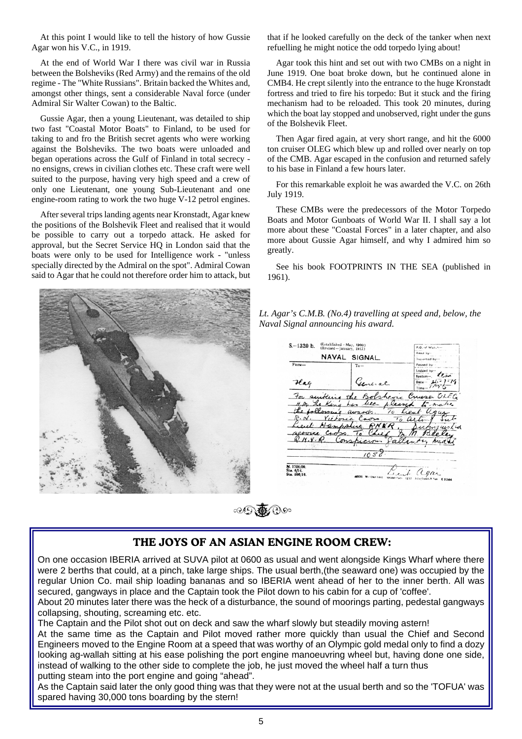At this point I would like to tell the history of how Gussie Agar won his V.C., in 1919.

At the end of World War I there was civil war in Russia between the Bolsheviks (Red Army) and the remains of the old regime - The "White Russians". Britain backed the Whites and, amongst other things, sent a considerable Naval force (under Admiral Sir Walter Cowan) to the Baltic.

Gussie Agar, then a young Lieutenant, was detailed to ship two fast "Coastal Motor Boats" to Finland, to be used for taking to and fro the British secret agents who were working against the Bolsheviks. The two boats were unloaded and began operations across the Gulf of Finland in total secrecy - no ensigns, crews in civilian clothes etc. These craft were well suited to the purpose, having very high speed and a crew of only one Lieutenant, one young Sub-Lieutenant and one engine-room rating to work the two huge V-12 petrol engines.

After several trips landing agents near Kronstadt, Agar knew the positions of the Bolshevik Fleet and realised that it would be possible to carry out a torpedo attack. He asked for approval, but the Secret Service HQ in London said that the boats were only to be used for Intelligence work - "unless specially directed by the Admiral on the spot". Admiral Cowan said to Agar that he could not therefore order him to attack, but that if he looked carefully on the deck of the tanker when next refuelling he might notice the odd torpedo lying about!

Agar took this hint and set out with two CMBs on a night in June 1919. One boat broke down, but he continued alone in CMB4. He crept silently into the entrance to the huge Kronstadt fortress and tried to fire his torpedo: But it stuck and the firing mechanism had to be reloaded. This took 20 minutes, during which the boat lay stopped and unobserved, right under the guns of the Bolshevik Fleet.

Then Agar fired again, at very short range, and hit the 6000 ton cruiser OLEG which blew up and rolled over nearly on top of the CMB. Agar escaped in the confusion and returned safely to his base in Finland a few hours later.

For this remarkable exploit he was awarded the V.C. on 26th July 1919.

These CMBs were the predecessors of the Motor Torpedo Boats and Motor Gunboats of World War II. I shall say a lot more about these "Coastal Forces" in a later chapter, and also more about Gussie Agar himself, and why I admired him so greatly.

See his book FOOTPRINTS IN THE SEA (published in 1961).

*Lt. Agar's C.M.B. (No.4) travelling at speed and, below, the Naval Signal announcing his award.*

## THE JOYS OF AN ASIAN ENGINE ROOM CREW:

On one occasion IBERIA arrived at SUVA pilot at 0600 as usual and went alongside Kings Wharf where there were 2 berths that could, at a pinch, take large ships. The usual berth,(the seaward one) was occupied by the regular Union Co. mail ship loading bananas and so IBERIA went ahead of her to the inner berth. All was secured, gangways in place and the Captain took the Pilot down to his cabin for a cup of 'coffee'.

About 20 minutes later there was the heck of a disturbance, the sound of moorings parting, pedestal gangways collapsing, shouting, screaming etc. etc.

The Captain and the Pilot shot out on deck and saw the wharf slowly but steadily moving astern!

At the same time as the Captain and Pilot moved rather more quickly than usual the Chief and Second Engineers moved to the Engine Room at a speed that was worthy of an Olympic gold medal only to find a dozy looking ag-wallah sitting at his ease polishing the port engine manoeuvring wheel but, having done one side, instead of walking to the other side to complete the job, he just moved the wheel half a turn thus putting steam into the port engine and going "ahead".

As the Captain said later the only good thing was that they were not at the usual berth and so the 'TOFUA' was spared having 30,000 tons boarding by the stern!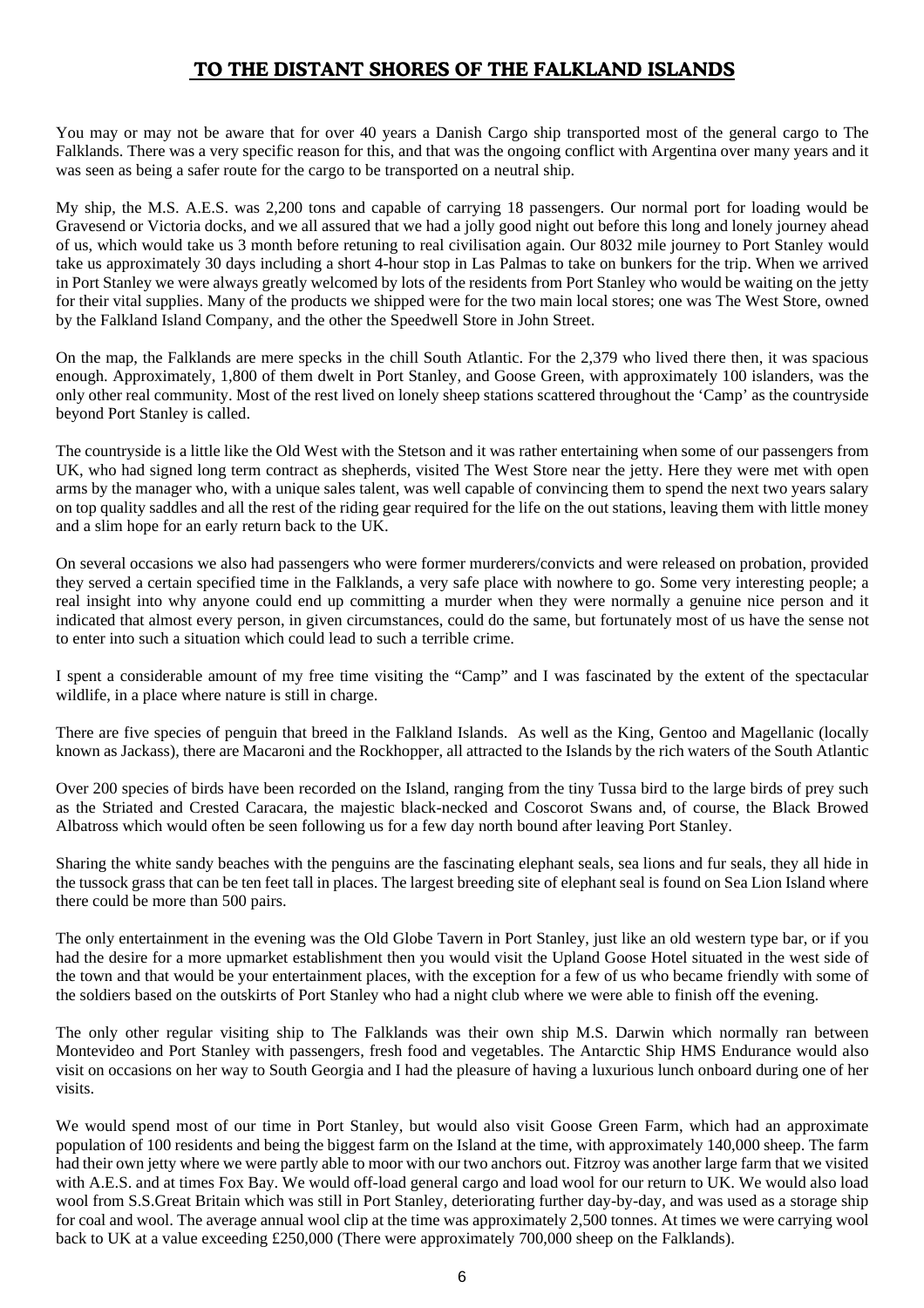# TO THE DISTANT SHORES OF THE FALKLAND ISLANDS

You may or may not be aware that for over 40 years a Danish Cargo ship transported most of the general cargo to The Falklands. There was a very specific reason for this, and that was the ongoing conflict with Argentina over many years and it was seen as being a safer route for the cargo to be transported on a neutral ship.

My ship, the M.S. A.E.S. was 2,200 tons and capable of carrying 18 passengers. Our normal port for loading would be Gravesend or Victoria docks, and we all assured that we had a jolly good night out before this long and lonely journey ahead of us, which would take us 3 month before retuning to real civilisation again. Our 8032 mile journey to Port Stanley would take us approximately 30 days including a short 4-hour stop in Las Palmas to take on bunkers for the trip. When we arrived in Port Stanley we were always greatly welcomed by lots of the residents from Port Stanley who would be waiting on the jetty for their vital supplies. Many of the products we shipped were for the two main local stores; one was The West Store, owned by the Falkland Island Company, and the other the Speedwell Store in John Street.

On the map, the Falklands are mere specks in the chill South Atlantic. For the 2,379 who lived there then, it was spacious enough. Approximately, 1,800 of them dwelt in Port Stanley, and Goose Green, with approximately 100 islanders, was the only other real community. Most of the rest lived on lonely sheep stations scattered throughout the 'Camp' as the countryside beyond Port Stanley is called.

The countryside is a little like the Old West with the Stetson and it was rather entertaining when some of our passengers from UK, who had signed long term contract as shepherds, visited The West Store near the jetty. Here they were met with open arms by the manager who, with a unique sales talent, was well capable of convincing them to spend the next two years salary on top quality saddles and all the rest of the riding gear required for the life on the out stations, leaving them with little money and a slim hope for an early return back to the UK.

On several occasions we also had passengers who were former murderers/convicts and were released on probation, provided they served a certain specified time in the Falklands, a very safe place with nowhere to go. Some very interesting people; a real insight into why anyone could end up committing a murder when they were normally a genuine nice person and it indicated that almost every person, in given circumstances, could do the same, but fortunately most of us have the sense not to enter into such a situation which could lead to such a terrible crime.

I spent a considerable amount of my free time visiting the "Camp" and I was fascinated by the extent of the spectacular wildlife, in a place where nature is still in charge.

There are five species of penguin that breed in the Falkland Islands. As well as the King, Gentoo and Magellanic (locally known as Jackass), there are Macaroni and the Rockhopper, all attracted to the Islands by the rich waters of the South Atlantic

Over 200 species of birds have been recorded on the Island, ranging from the tiny Tussa bird to the large birds of prey such as the Striated and Crested Caracara, the majestic black-necked and Coscorot Swans and, of course, the Black Browed Albatross which would often be seen following us for a few day north bound after leaving Port Stanley.

Sharing the white sandy beaches with the penguins are the fascinating elephant seals, sea lions and fur seals, they all hide in the tussock grass that can be ten feet tall in places. The largest breeding site of elephant seal is found on Sea Lion Island where there could be more than 500 pairs.

The only entertainment in the evening was the Old Globe Tavern in Port Stanley, just like an old western type bar, or if you had the desire for a more upmarket establishment then you would visit the Upland Goose Hotel situated in the west side of the town and that would be your entertainment places, with the exception for a few of us who became friendly with some of the soldiers based on the outskirts of Port Stanley who had a night club where we were able to finish off the evening.

The only other regular visiting ship to The Falklands was their own ship M.S. Darwin which normally ran between Montevideo and Port Stanley with passengers, fresh food and vegetables. The Antarctic Ship HMS Endurance would also visit on occasions on her way to South Georgia and I had the pleasure of having a luxurious lunch onboard during one of her visits.

We would spend most of our time in Port Stanley, but would also visit Goose Green Farm, which had an approximate population of 100 residents and being the biggest farm on the Island at the time, with approximately 140,000 sheep. The farm had their own jetty where we were partly able to moor with our two anchors out. Fitzroy was another large farm that we visited with A.E.S. and at times Fox Bay. We would off-load general cargo and load wool for our return to UK. We would also load wool from S.S.Great Britain which was still in Port Stanley, deteriorating further day-by-day, and was used as a storage ship for coal and wool. The average annual wool clip at the time was approximately 2,500 tonnes. At times we were carrying wool back to UK at a value exceeding £250,000 (There were approximately 700,000 sheep on the Falklands).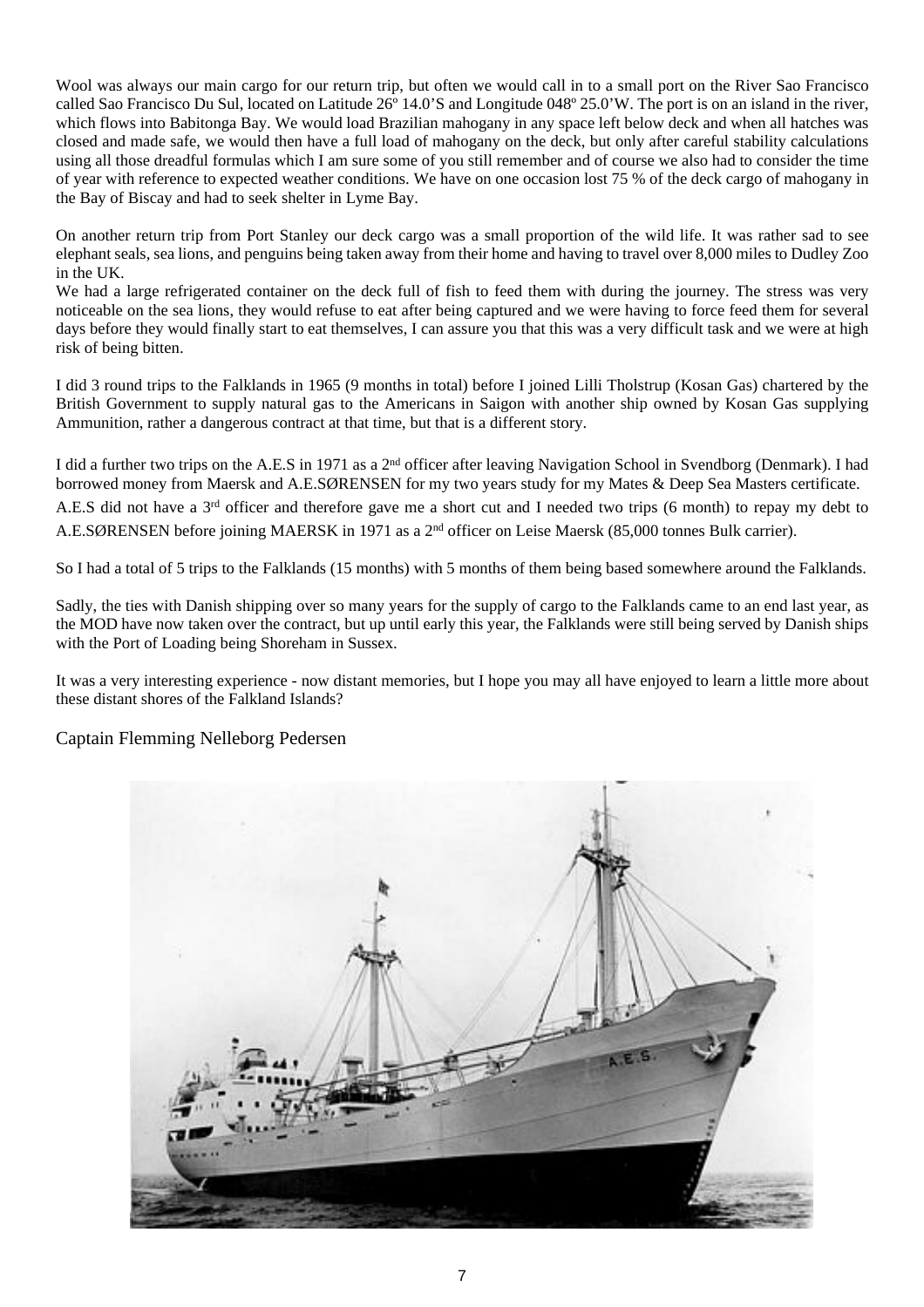Wool was always our main cargo for our return trip, but often we would call in to a small port on the River Sao Francisco called Sao Francisco Du Sul, located on Latitude 26º 14.0'S and Longitude 048º 25.0'W. The port is on an island in the river, which flows into Babitonga Bay. We would load Brazilian mahogany in any space left below deck and when all hatches was closed and made safe, we would then have a full load of mahogany on the deck, but only after careful stability calculations using all those dreadful formulas which I am sure some of you still remember and of course we also had to consider the time of year with reference to expected weather conditions. We have on one occasion lost 75 % of the deck cargo of mahogany in the Bay of Biscay and had to seek shelter in Lyme Bay.

On another return trip from Port Stanley our deck cargo was a small proportion of the wild life. It was rather sad to see elephant seals, sea lions, and penguins being taken away from their home and having to travel over 8,000 miles to Dudley Zoo in the UK.
We had a large refrigerated container on the deck full of fish to feed them with during the journey. The stress was very noticeable on the sea lions, they would refuse to eat after being captured and we were having to force feed them for several days before they would finally start to eat themselves, I can assure you that this was a very difficult task and we were at high risk of being bitten.

I did 3 round trips to the Falklands in 1965 (9 months in total) before I joined Lilli Tholstrup (Kosan Gas) chartered by the British Government to supply natural gas to the Americans in Saigon with another ship owned by Kosan Gas supplying Ammunition, rather a dangerous contract at that time, but that is a different story.

I did a further two trips on the A.E.S in 1971 as a 2nd officer after leaving Navigation School in Svendborg (Denmark). I had borrowed money from Maersk and A.E.SØRENSEN for my two years study for my Mates & Deep Sea Masters certificate.
A.E.S did not have a 3rd officer and therefore gave me a short cut and I needed two trips (6 month) to repay my debt to A.E.SØRENSEN before joining MAERSK in 1971 as a 2nd officer on Leise Maersk (85,000 tonnes Bulk carrier).

So I had a total of 5 trips to the Falklands (15 months) with 5 months of them being based somewhere around the Falklands.

Sadly, the ties with Danish shipping over so many years for the supply of cargo to the Falklands came to an end last year, as the MOD have now taken over the contract, but up until early this year, the Falklands were still being served by Danish ships with the Port of Loading being Shoreham in Sussex.

It was a very interesting experience - now distant memories, but I hope you may all have enjoyed to learn a little more about these distant shores of the Falkland Islands?

Captain Flemming Nelleborg Pedersen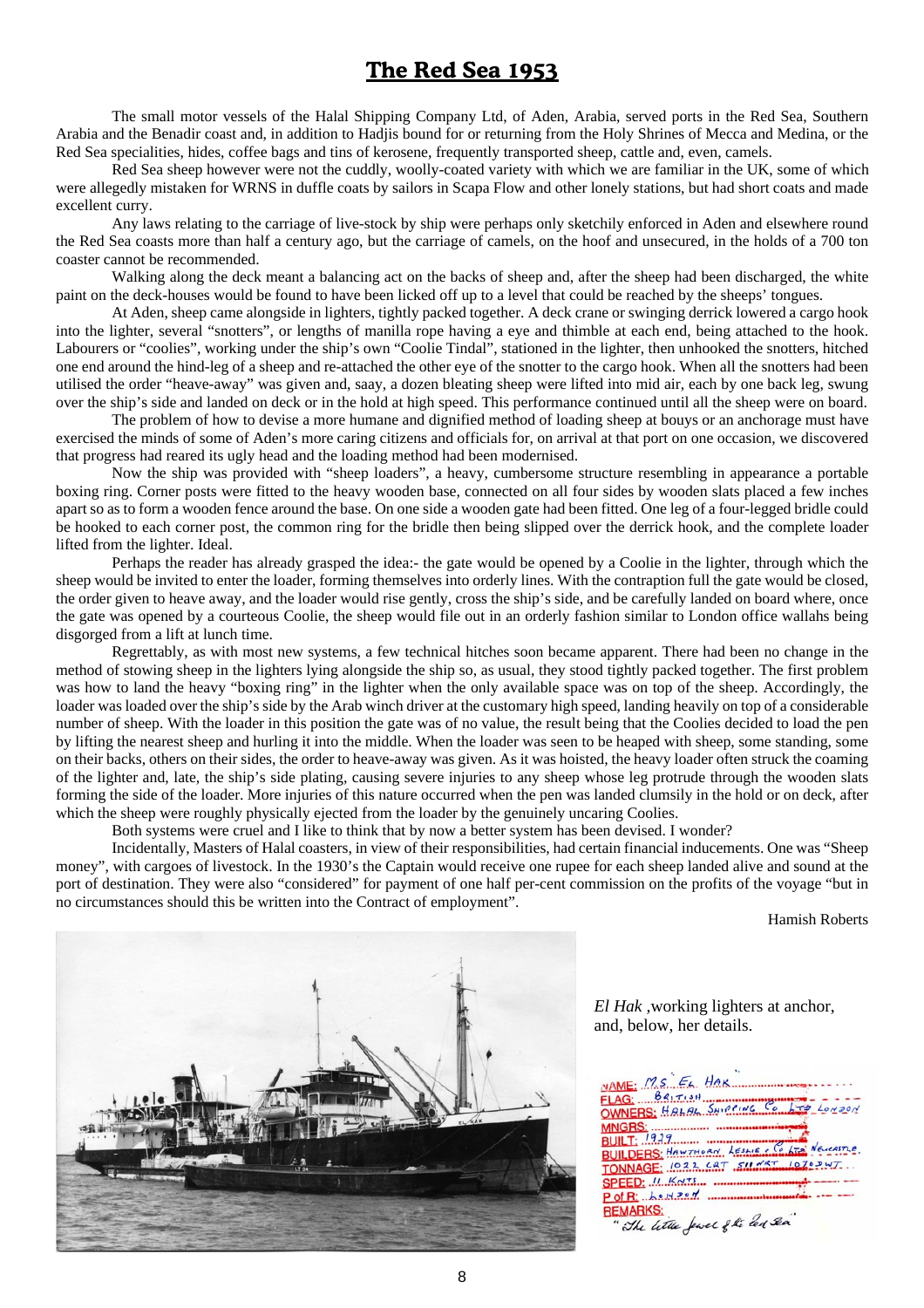# The Red Sea 1953

The small motor vessels of the Halal Shipping Company Ltd, of Aden, Arabia, served ports in the Red Sea, Southern Arabia and the Benadir coast and, in addition to Hadjis bound for or returning from the Holy Shrines of Mecca and Medina, or the Red Sea specialities, hides, coffee bags and tins of kerosene, frequently transported sheep, cattle and, even, camels.

Red Sea sheep however were not the cuddly, woolly-coated variety with which we are familiar in the UK, some of which were allegedly mistaken for WRNS in duffle coats by sailors in Scapa Flow and other lonely stations, but had short coats and made excellent curry.

Any laws relating to the carriage of live-stock by ship were perhaps only sketchily enforced in Aden and elsewhere round the Red Sea coasts more than half a century ago, but the carriage of camels, on the hoof and unsecured, in the holds of a 700 ton coaster cannot be recommended.

Walking along the deck meant a balancing act on the backs of sheep and, after the sheep had been discharged, the white paint on the deck-houses would be found to have been licked off up to a level that could be reached by the sheeps' tongues.

At Aden, sheep came alongside in lighters, tightly packed together. A deck crane or swinging derrick lowered a cargo hook into the lighter, several "snotters", or lengths of manilla rope having a eye and thimble at each end, being attached to the hook. Labourers or "coolies", working under the ship's own "Coolie Tindal", stationed in the lighter, then unhooked the snotters, hitched one end around the hind-leg of a sheep and re-attached the other eye of the snotter to the cargo hook. When all the snotters had been utilised the order "heave-away" was given and, saay, a dozen bleating sheep were lifted into mid air, each by one back leg, swung over the ship's side and landed on deck or in the hold at high speed. This performance continued until all the sheep were on board.

The problem of how to devise a more humane and dignified method of loading sheep at bouys or an anchorage must have exercised the minds of some of Aden's more caring citizens and officials for, on arrival at that port on one occasion, we discovered that progress had reared its ugly head and the loading method had been modernised.

Now the ship was provided with "sheep loaders", a heavy, cumbersome structure resembling in appearance a portable boxing ring. Corner posts were fitted to the heavy wooden base, connected on all four sides by wooden slats placed a few inches apart so as to form a wooden fence around the base. On one side a wooden gate had been fitted. One leg of a four-legged bridle could be hooked to each corner post, the common ring for the bridle then being slipped over the derrick hook, and the complete loader lifted from the lighter. Ideal.

Perhaps the reader has already grasped the idea:- the gate would be opened by a Coolie in the lighter, through which the sheep would be invited to enter the loader, forming themselves into orderly lines. With the contraption full the gate would be closed, the order given to heave away, and the loader would rise gently, cross the ship's side, and be carefully landed on board where, once the gate was opened by a courteous Coolie, the sheep would file out in an orderly fashion similar to London office wallahs being disgorged from a lift at lunch time.

Regrettably, as with most new systems, a few technical hitches soon became apparent. There had been no change in the method of stowing sheep in the lighters lying alongside the ship so, as usual, they stood tightly packed together. The first problem was how to land the heavy "boxing ring" in the lighter when the only available space was on top of the sheep. Accordingly, the loader was loaded over the ship's side by the Arab winch driver at the customary high speed, landing heavily on top of a considerable number of sheep. With the loader in this position the gate was of no value, the result being that the Coolies decided to load the pen by lifting the nearest sheep and hurling it into the middle. When the loader was seen to be heaped with sheep, some standing, some on their backs, others on their sides, the order to heave-away was given. As it was hoisted, the heavy loader often struck the coaming of the lighter and, late, the ship's side plating, causing severe injuries to any sheep whose leg protrude through the wooden slats forming the side of the loader. More injuries of this nature occurred when the pen was landed clumsily in the hold or on deck, after which the sheep were roughly physically ejected from the loader by the genuinely uncaring Coolies.

Both systems were cruel and I like to think that by now a better system has been devised. I wonder?

Incidentally, Masters of Halal coasters, in view of their responsibilities, had certain financial inducements. One was "Sheep money", with cargoes of livestock. In the 1930's the Captain would receive one rupee for each sheep landed alive and sound at the port of destination. They were also "considered" for payment of one half per-cent commission on the profits of the voyage "but in no circumstances should this be written into the Contract of employment".

Hamish Roberts

*El Hak* ,working lighters at anchor, and, below, her details.

NAME: M.S. EL HAK
FLAG: BRITISH
OWNERS: HALAL SHIPPING Co LTD LONDON
MNGRS:
BUILT: 1929
BUILDERS: HAWTHORN, LESLIE & Co LTD NEWCASTLE
TONNAGE: 1022 GRT 588 NRT 1070 DWT
SPEED: 11 KNTS
P of R: LONDON
REMARKS:
"The little Jewel of the Red Sea"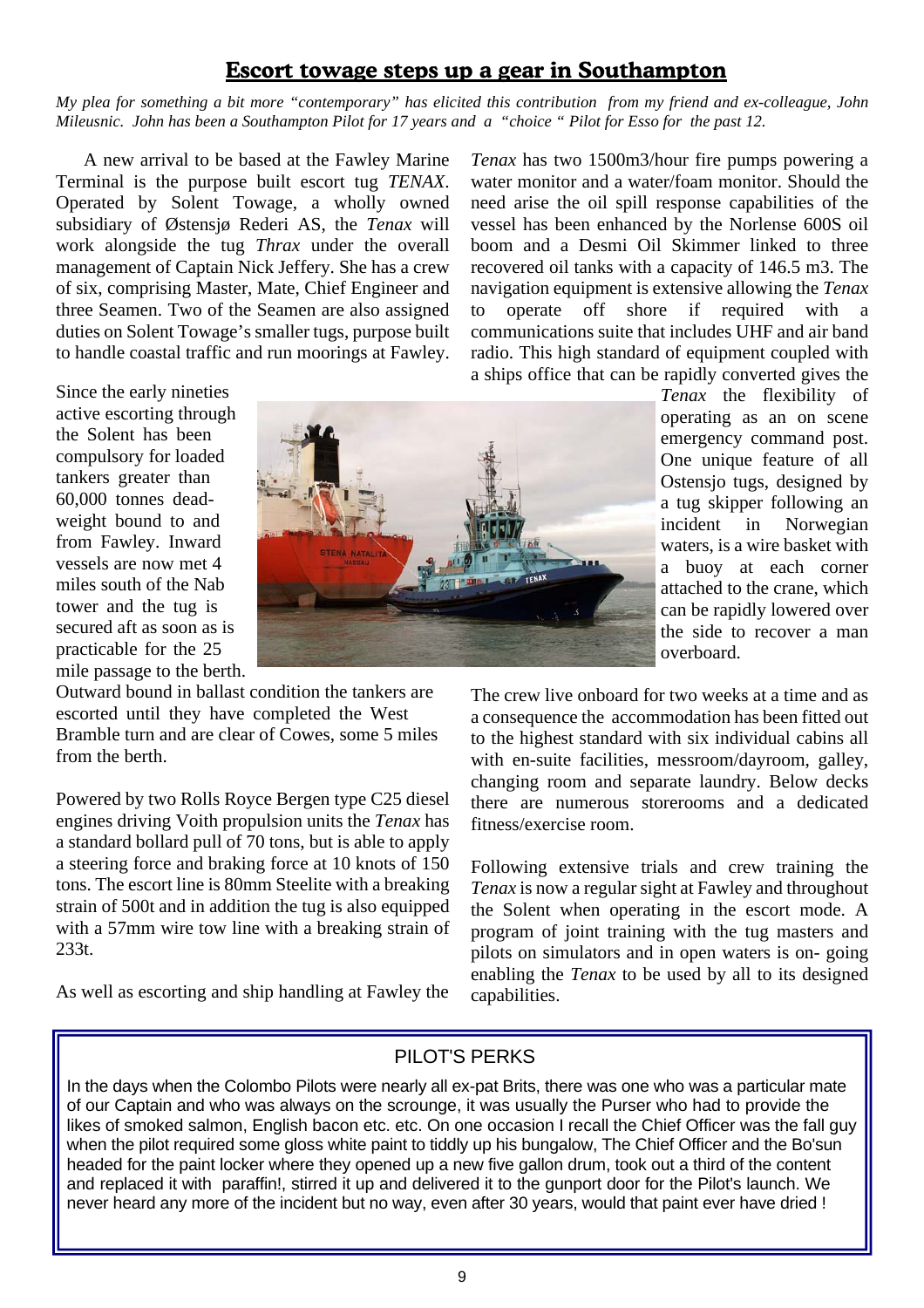## Escort towage steps up a gear in Southampton

*My plea for something a bit more "contemporary" has elicited this contribution from my friend and ex-colleague, John Mileusnic. John has been a Southampton Pilot for 17 years and a "choice " Pilot for Esso for the past 12.*

A new arrival to be based at the Fawley Marine Terminal is the purpose built escort tug *TENAX*. Operated by Solent Towage, a wholly owned subsidiary of Østensjø Rederi AS, the *Tenax* will work alongside the tug *Thrax* under the overall management of Captain Nick Jeffery. She has a crew of six, comprising Master, Mate, Chief Engineer and three Seamen. Two of the Seamen are also assigned duties on Solent Towage's smaller tugs, purpose built to handle coastal traffic and run moorings at Fawley.

Since the early nineties active escorting through the Solent has been compulsory for loaded tankers greater than 60,000 tonnes deadweight bound to and from Fawley. Inward vessels are now met 4 miles south of the Nab tower and the tug is secured aft as soon as is practicable for the 25 mile passage to the berth. Outward bound in ballast condition the tankers are escorted until they have completed the West Bramble turn and are clear of Cowes, some 5 miles from the berth.

Powered by two Rolls Royce Bergen type C25 diesel engines driving Voith propulsion units the *Tenax* has a standard bollard pull of 70 tons, but is able to apply a steering force and braking force at 10 knots of 150 tons. The escort line is 80mm Steelite with a breaking strain of 500t and in addition the tug is also equipped with a 57mm wire tow line with a breaking strain of 233t.

As well as escorting and ship handling at Fawley the *Tenax* has two 1500m3/hour fire pumps powering a water monitor and a water/foam monitor. Should the need arise the oil spill response capabilities of the vessel has been enhanced by the Norlense 600S oil boom and a Desmi Oil Skimmer linked to three recovered oil tanks with a capacity of 146.5 m3. The navigation equipment is extensive allowing the *Tenax* to operate off shore if required with a communications suite that includes UHF and air band radio. This high standard of equipment coupled with a ships office that can be rapidly converted gives the *Tenax* the flexibility of operating as an on scene emergency command post. One unique feature of all Ostensjo tugs, designed by a tug skipper following an incident in Norwegian waters, is a wire basket with a buoy at each corner attached to the crane, which can be rapidly lowered over the side to recover a man overboard.

The crew live onboard for two weeks at a time and as a consequence the accommodation has been fitted out to the highest standard with six individual cabins all with en-suite facilities, messroom/dayroom, galley, changing room and separate laundry. Below decks there are numerous storerooms and a dedicated fitness/exercise room.

Following extensive trials and crew training the *Tenax* is now a regular sight at Fawley and throughout the Solent when operating in the escort mode. A program of joint training with the tug masters and pilots on simulators and in open waters is on- going enabling the *Tenax* to be used by all to its designed capabilities.

### PILOT'S PERKS

In the days when the Colombo Pilots were nearly all ex-pat Brits, there was one who was a particular mate of our Captain and who was always on the scrounge, it was usually the Purser who had to provide the likes of smoked salmon, English bacon etc. etc. On one occasion I recall the Chief Officer was the fall guy when the pilot required some gloss white paint to tiddly up his bungalow, The Chief Officer and the Bo'sun headed for the paint locker where they opened up a new five gallon drum, took out a third of the content and replaced it with paraffin!, stirred it up and delivered it to the gunport door for the Pilot's launch. We never heard any more of the incident but no way, even after 30 years, would that paint ever have dried !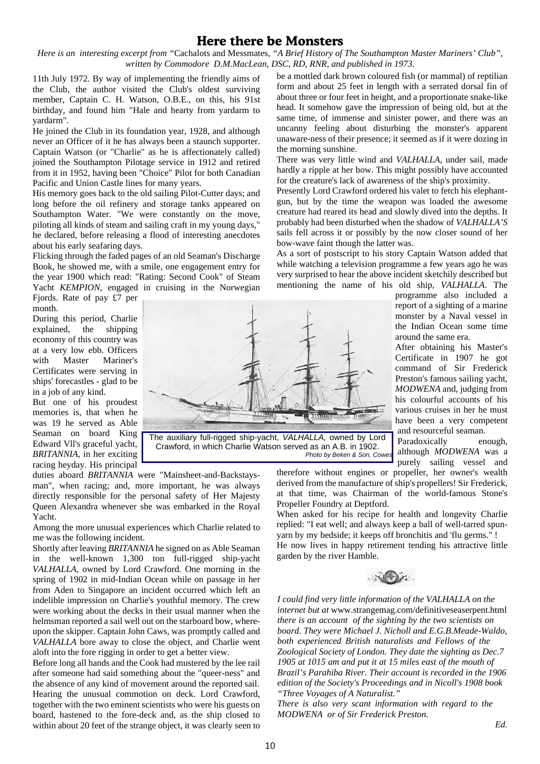# Here there be Monsters

*Here is an interesting excerpt from "*Cachalots and Messmates, *"A Brief History of The Southampton Master Mariners' Club", written by Commodore D.M.MacLean, DSC, RD, RNR, and published in 1973.*

11th July 1972. By way of implementing the friendly aims of the Club, the author visited the Club's oldest surviving member, Captain C. H. Watson, O.B.E., on this, his 91st birthday, and found him "Hale and hearty from yardarm to yardarm".

He joined the Club in its foundation year, 1928, and although never an Officer of it he has always been a staunch supporter. Captain Watson (or "Charlie" as he is affectionately called) joined the Southampton Pilotage service in 1912 and retired from it in 1952, having been "Choice" Pilot for both Canadian Pacific and Union Castle lines for many years.

His memory goes back to the old sailing Pilot-Cutter days; and long before the oil refinery and storage tanks appeared on Southampton Water. "We were constantly on the move, piloting all kinds of steam and sailing craft in my young days," he declared, before releasing a flood of interesting anecdotes about his early seafaring days.

Flicking through the faded pages of an old Seaman's Discharge Book, he showed me, with a smile, one engagement entry for the year 1900 which read: "Rating: Second Cook" of Steam Yacht *KEMPION*, engaged in cruising in the Norwegian Fjords. Rate of pay £7 per month.

During this period, Charlie explained, the shipping economy of this country was at a very low ebb. Officers with Master Mariner's Certificates were serving in ships' forecastles - glad to be in a job of any kind.

But one of his proudest memories is, that when he was 19 he served as Able Seaman on board King Edward VII's graceful yacht, *BRITANNIA*, in her exciting racing heyday. His principal duties aboard *BRITANNIA* were "Mainsheet-and-Backstays-man", when racing; and, more important, he was always directly responsible for the personal safety of Her Majesty Queen Alexandra whenever she was embarked in the Royal Yacht.

The auxiliary full-rigged ship-yacht, *VALHALLA,* owned by Lord Crawford, in which Charlie Watson served as an A.B. in 1902. *Photo by Beken & Son, Cowes*

Among the more unusual experiences which Charlie related to me was the following incident.

Shortly after leaving *BRITANNIA* he signed on as Able Seaman in the well-known 1,300 ton full-rigged ship-yacht *VALHALLA*, owned by Lord Crawford. One morning in the spring of 1902 in mid-Indian Ocean while on passage in her from Aden to Singapore an incident occurred which left an indelible impression on Charlie's youthful memory. The crew were working about the decks in their usual manner when the helmsman reported a sail well out on the starboard bow, whereupon the skipper. Captain John Caws, was promptly called and *VALHALLA* bore away to close the object, and Charlie went aloft into the fore rigging in order to get a better view.

Before long all hands and the Cook had mustered by the lee rail after someone had said something about the "queer-ness" and the absence of any kind of movement around the reported sail. Hearing the unusual commotion on deck. Lord Crawford, together with the two eminent scientists who were his guests on board, hastened to the fore-deck and, as the ship closed to within about 20 feet of the strange object, it was clearly seen to be a mottled dark brown coloured fish (or mammal) of reptilian form and about 25 feet in length with a serrated dorsal fin of about three or four feet in height, and a proportionate snake-like head. It somehow gave the impression of being old, but at the same time, of immense and sinister power, and there was an uncanny feeling about disturbing the monster's apparent unaware-ness of their presence; it seemed as if it were dozing in the morning sunshine.

There was very little wind and *VALHALLA*, under sail, made hardly a ripple at her bow. This might possibly have accounted for the creature's lack of awareness of the ship's proximity.

Presently Lord Crawford ordered his valet to fetch his elephant-gun, but by the time the weapon was loaded the awesome creature had reared its head and slowly dived into the depths. It probably had been disturbed when the shadow of *VALHALLA'S* sails fell across it or possibly by the now closer sound of her bow-wave faint though the latter was.

As a sort of postscript to his story Captain Watson added that while watching a television programme a few years ago he was very surprised to hear the above incident sketchily described but mentioning the name of his old ship, *VALHALLA*. The programme also included a report of a sighting of a marine monster by a Naval vessel in the Indian Ocean some time around the same era.

After obtaining his Master's Certificate in 1907 he got command of Sir Frederick Preston's famous sailing yacht, *MODWENA* and, judging from his colourful accounts of his various cruises in her he must have been a very competent and resourceful seaman.

Paradoxically enough, although *MODWENA* was a purely sailing vessel and therefore without engines or propeller, her owner's wealth derived from the manufacture of ship's propellers! Sir Frederick, at that time, was Chairman of the world-famous Stone's Propeller Foundry at Deptford.

When asked for his recipe for health and longevity Charlie replied: "I eat well; and always keep a ball of well-tarred spun-yarn by my bedside; it keeps off bronchitis and 'flu germs." !

He now lives in happy retirement tending his attractive little garden by the river Hamble.

*I could find very little information of the VALHALLA on the internet but at* www.strangemag.com/definitiveseaserpent.html *there is an account of the sighting by the two scientists on board. They were Michael J. Nicholl and E.G.B.Meade-Waldo, both experienced British naturalists and Fellows of the Zoological Society of London. They date the sighting as Dec.7 1905 at 1015 am and put it at 15 miles east of the mouth of Brazil's Parahiba River. Their account is recorded in the 1906 edition of the Society's Proceedings and in Nicoll's 1908 book "Three Voyages of A Naturalist."*

*There is also very scant information with regard to the MODWENA or of Sir Frederick Preston.*

*Ed.*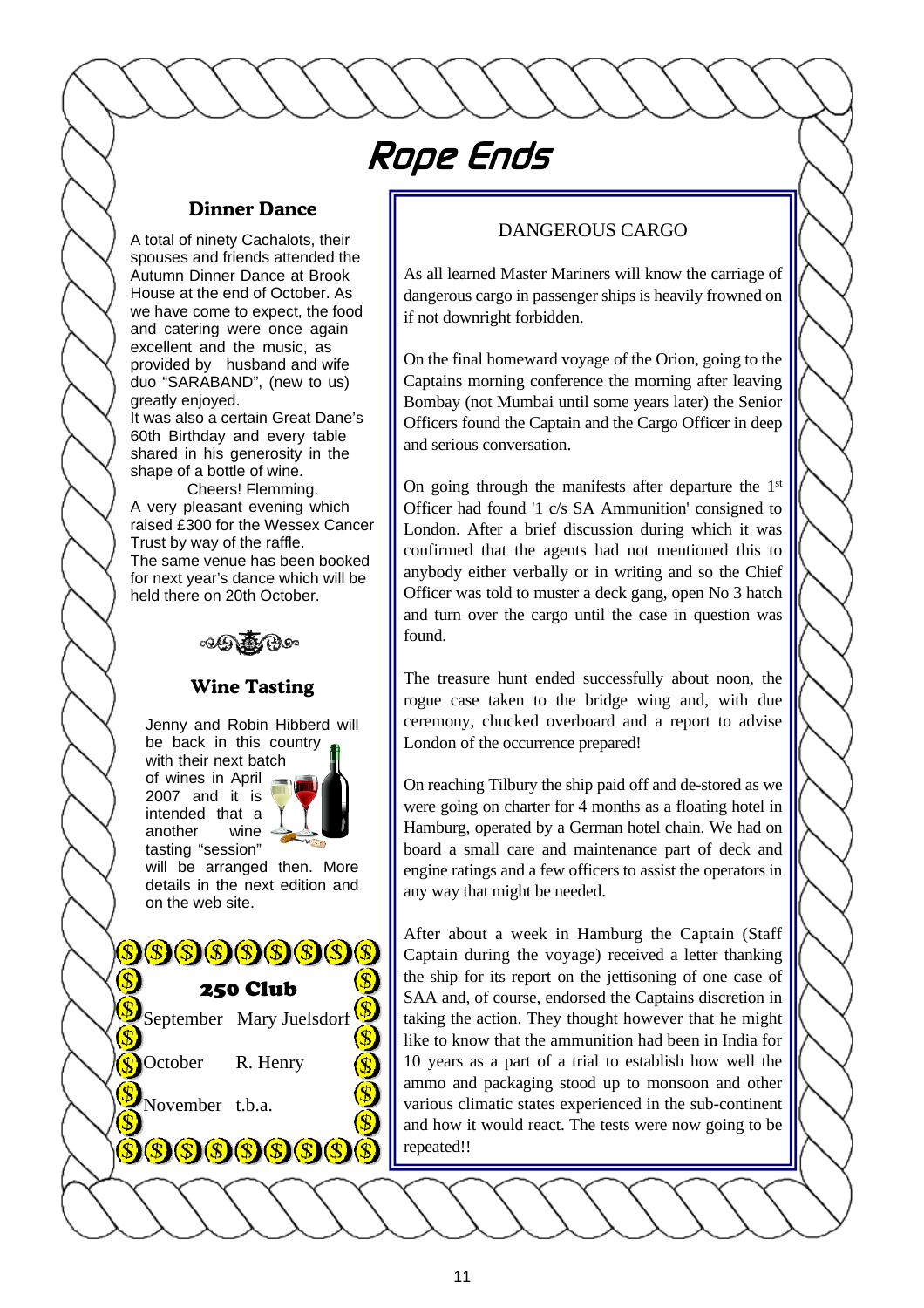# Rope Ends

## Dinner Dance

A total of ninety Cachalots, their spouses and friends attended the Autumn Dinner Dance at Brook House at the end of October. As we have come to expect, the food and catering were once again excellent and the music, as provided by husband and wife duo "SARABAND", (new to us) greatly enjoyed.

It was also a certain Great Dane's 60th Birthday and every table shared in his generosity in the shape of a bottle of wine.

Cheers! Flemming.

A very pleasant evening which raised £300 for the Wessex Cancer Trust by way of the raffle.

The same venue has been booked for next year's dance which will be held there on 20th October.

## Wine Tasting

Jenny and Robin Hibberd will be back in this country with their next batch of wines in April 2007 and it is intended that a another wine tasting "session" will be arranged then. More details in the next edition and on the web site.

## 250 Club

| | |
|---|---|
| September | Mary Juelsdorf |
| October | R. Henry |
| November | t.b.a. |

## DANGEROUS CARGO

As all learned Master Mariners will know the carriage of dangerous cargo in passenger ships is heavily frowned on if not downright forbidden.

On the final homeward voyage of the Orion, going to the Captains morning conference the morning after leaving Bombay (not Mumbai until some years later) the Senior Officers found the Captain and the Cargo Officer in deep and serious conversation.

On going through the manifests after departure the 1st Officer had found '1 c/s SA Ammunition' consigned to London. After a brief discussion during which it was confirmed that the agents had not mentioned this to anybody either verbally or in writing and so the Chief Officer was told to muster a deck gang, open No 3 hatch and turn over the cargo until the case in question was found.

The treasure hunt ended successfully about noon, the rogue case taken to the bridge wing and, with due ceremony, chucked overboard and a report to advise London of the occurrence prepared!

On reaching Tilbury the ship paid off and de-stored as we were going on charter for 4 months as a floating hotel in Hamburg, operated by a German hotel chain. We had on board a small care and maintenance part of deck and engine ratings and a few officers to assist the operators in any way that might be needed.

After about a week in Hamburg the Captain (Staff Captain during the voyage) received a letter thanking the ship for its report on the jettisoning of one case of SAA and, of course, endorsed the Captains discretion in taking the action. They thought however that he might like to know that the ammunition had been in India for 10 years as a part of a trial to establish how well the ammo and packaging stood up to monsoon and other various climatic states experienced in the sub-continent and how it would react. The tests were now going to be repeated!!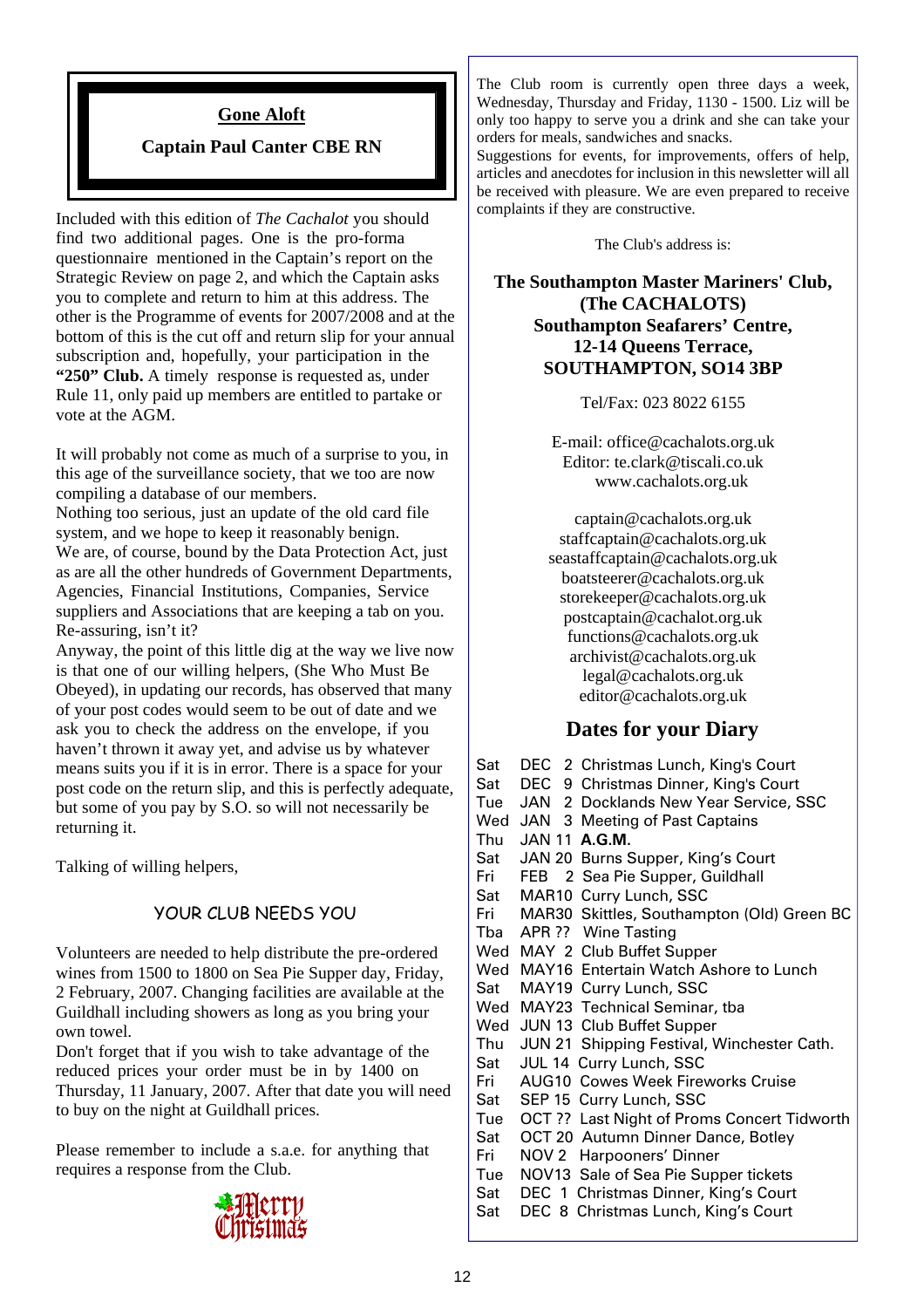## Gone Aloft

**Captain Paul Canter CBE RN**

Included with this edition of *The Cachalot* you should find two additional pages. One is the pro-forma questionnaire mentioned in the Captain's report on the Strategic Review on page 2, and which the Captain asks you to complete and return to him at this address. The other is the Programme of events for 2007/2008 and at the bottom of this is the cut off and return slip for your annual subscription and, hopefully, your participation in the **"250" Club.** A timely response is requested as, under Rule 11, only paid up members are entitled to partake or vote at the AGM.

It will probably not come as much of a surprise to you, in this age of the surveillance society, that we too are now compiling a database of our members.

Nothing too serious, just an update of the old card file system, and we hope to keep it reasonably benign.

We are, of course, bound by the Data Protection Act, just as are all the other hundreds of Government Departments, Agencies, Financial Institutions, Companies, Service suppliers and Associations that are keeping a tab on you. Re-assuring, isn't it?

Anyway, the point of this little dig at the way we live now is that one of our willing helpers, (She Who Must Be Obeyed), in updating our records, has observed that many of your post codes would seem to be out of date and we ask you to check the address on the envelope, if you haven't thrown it away yet, and advise us by whatever means suits you if it is in error. There is a space for your post code on the return slip, and this is perfectly adequate, but some of you pay by S.O. so will not necessarily be returning it.

Talking of willing helpers,

### YOUR CLUB NEEDS YOU

Volunteers are needed to help distribute the pre-ordered wines from 1500 to 1800 on Sea Pie Supper day, Friday, 2 February, 2007. Changing facilities are available at the Guildhall including showers as long as you bring your own towel.

Don't forget that if you wish to take advantage of the reduced prices your order must be in by 1400 on Thursday, 11 January, 2007. After that date you will need to buy on the night at Guildhall prices.

Please remember to include a s.a.e. for anything that requires a response from the Club.

Merry Christmas

The Club room is currently open three days a week, Wednesday, Thursday and Friday, 1130 - 1500. Liz will be only too happy to serve you a drink and she can take your orders for meals, sandwiches and snacks.

Suggestions for events, for improvements, offers of help, articles and anecdotes for inclusion in this newsletter will all be received with pleasure. We are even prepared to receive complaints if they are constructive.

The Club's address is:

**The Southampton Master Mariners' Club,**
**(The CACHALOTS)**
**Southampton Seafarers' Centre,**
**12-14 Queens Terrace,**
**SOUTHAMPTON, SO14 3BP**

Tel/Fax: 023 8022 6155

E-mail: office@cachalots.org.uk
Editor: te.clark@tiscali.co.uk
www.cachalots.org.uk

captain@cachalots.org.uk
staffcaptain@cachalots.org.uk
seastaffcaptain@cachalots.org.uk
boatsteerer@cachalots.org.uk
storekeeper@cachalots.org.uk
postcaptain@cachalot.org.uk
functions@cachalots.org.uk
archivist@cachalots.org.uk
legal@cachalots.org.uk
editor@cachalots.org.uk

## Dates for your Diary

| | | |
|---|---|---|
| Sat | DEC 2 | Christmas Lunch, King's Court |
| Sat | DEC 9 | Christmas Dinner, King's Court |
| Tue | JAN 2 | Docklands New Year Service, SSC |
| Wed | JAN 3 | Meeting of Past Captains |
| Thu | JAN 11 | **A.G.M.** |
| Sat | JAN 20 | Burns Supper, King's Court |
| Fri | FEB 2 | Sea Pie Supper, Guildhall |
| Sat | MAR10 | Curry Lunch, SSC |
| Fri | MAR30 | Skittles, Southampton (Old) Green BC |
| Tba | APR ?? | Wine Tasting |
| Wed | MAY 2 | Club Buffet Supper |
| Wed | MAY16 | Entertain Watch Ashore to Lunch |
| Sat | MAY19 | Curry Lunch, SSC |
| Wed | MAY23 | Technical Seminar, tba |
| Wed | JUN 13 | Club Buffet Supper |
| Thu | JUN 21 | Shipping Festival, Winchester Cath. |
| Sat | JUL 14 | Curry Lunch, SSC |
| Fri | AUG10 | Cowes Week Fireworks Cruise |
| Sat | SEP 15 | Curry Lunch, SSC |
| Tue | OCT ?? | Last Night of Proms Concert Tidworth |
| Sat | OCT 20 | Autumn Dinner Dance, Botley |
| Fri | NOV 2 | Harpooners' Dinner |
| Tue | NOV13 | Sale of Sea Pie Supper tickets |
| Sat | DEC 1 | Christmas Dinner, King's Court |
| Sat | DEC 8 | Christmas Lunch, King's Court |